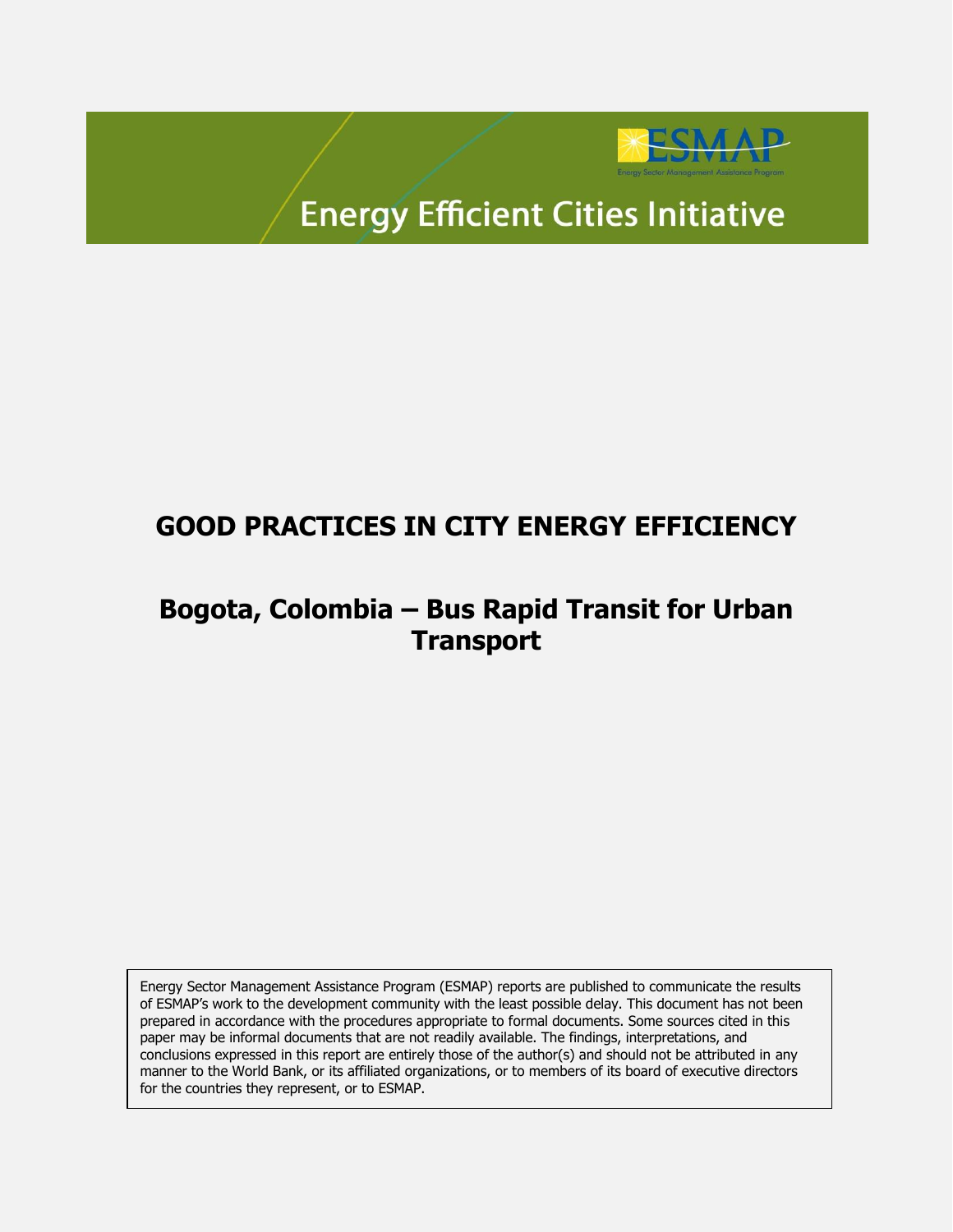ESMAP

Energy Sector Management Assistance Program

Energy Efficient Cities Initiative

# GOOD PRACTICES IN CITY ENERGY EFFICIENCY

## Bogota, Colombia – Bus Rapid Transit for Urban Transport

Energy Sector Management Assistance Program (ESMAP) reports are published to communicate the results of ESMAP's work to the development community with the least possible delay. This document has not been prepared in accordance with the procedures appropriate to formal documents. Some sources cited in this paper may be informal documents that are not readily available. The findings, interpretations, and conclusions expressed in this report are entirely those of the author(s) and should not be attributed in any manner to the World Bank, or its affiliated organizations, or to members of its board of executive directors for the countries they represent, or to ESMAP.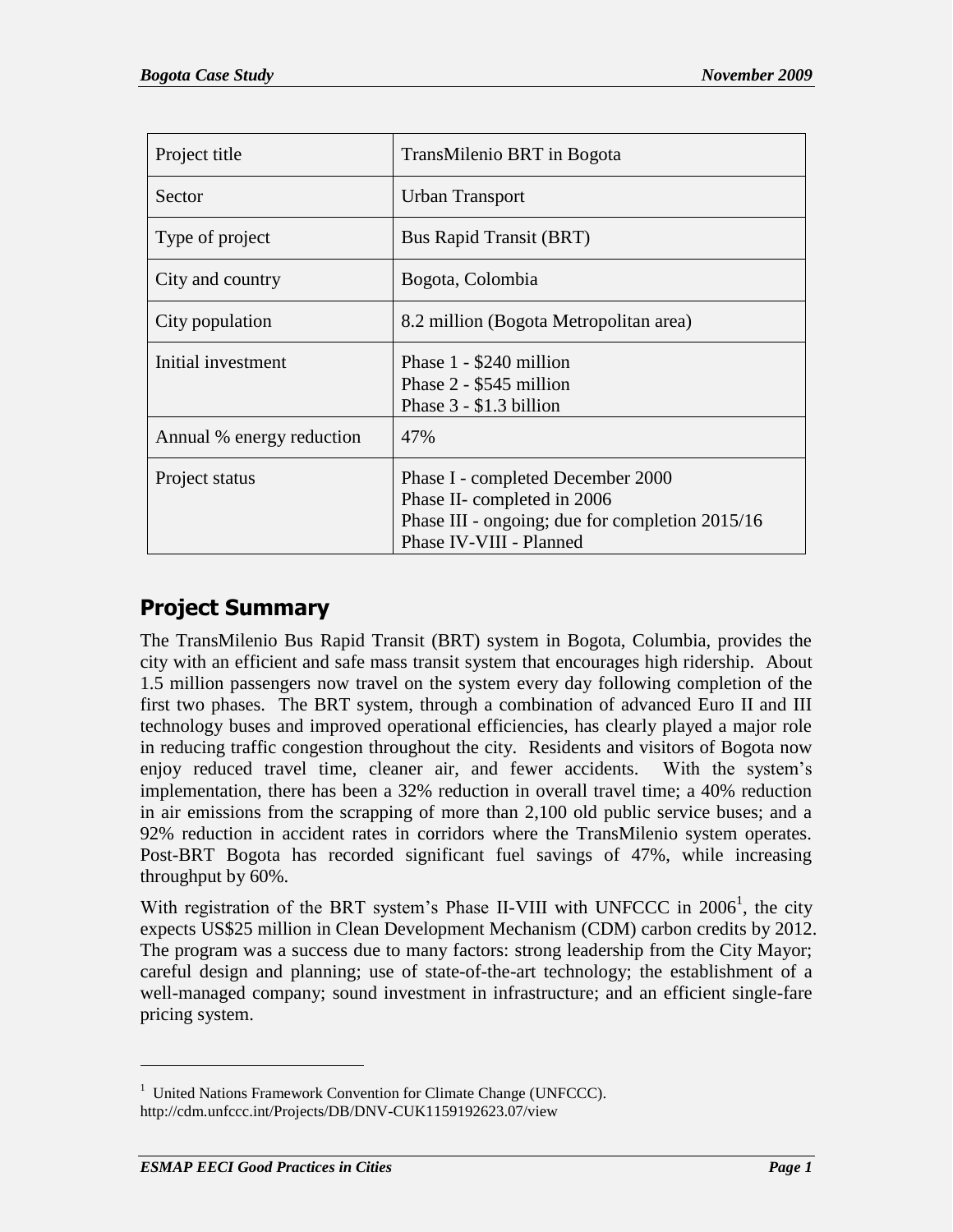| Project title | TransMilenio BRT in Bogota |
|---|---|
| Sector | Urban Transport |
| Type of project | Bus Rapid Transit (BRT) |
| City and country | Bogota, Colombia |
| City population | 8.2 million (Bogota Metropolitan area) |
| Initial investment | Phase 1 - $240 million<br>Phase 2 - $545 million<br>Phase 3 - $1.3 billion |
| Annual % energy reduction | 47% |
| Project status | Phase I - completed December 2000<br>Phase II- completed in 2006<br>Phase III - ongoing; due for completion 2015/16<br>Phase IV-VIII - Planned |

## Project Summary

The TransMilenio Bus Rapid Transit (BRT) system in Bogota, Columbia, provides the city with an efficient and safe mass transit system that encourages high ridership. About 1.5 million passengers now travel on the system every day following completion of the first two phases. The BRT system, through a combination of advanced Euro II and III technology buses and improved operational efficiencies, has clearly played a major role in reducing traffic congestion throughout the city. Residents and visitors of Bogota now enjoy reduced travel time, cleaner air, and fewer accidents. With the system's implementation, there has been a 32% reduction in overall travel time; a 40% reduction in air emissions from the scrapping of more than 2,100 old public service buses; and a 92% reduction in accident rates in corridors where the TransMilenio system operates. Post-BRT Bogota has recorded significant fuel savings of 47%, while increasing throughput by 60%.

With registration of the BRT system's Phase II-VIII with UNFCCC in 2006[1], the city expects US$25 million in Clean Development Mechanism (CDM) carbon credits by 2012. The program was a success due to many factors: strong leadership from the City Mayor; careful design and planning; use of state-of-the-art technology; the establishment of a well-managed company; sound investment in infrastructure; and an efficient single-fare pricing system.

---

[1] United Nations Framework Convention for Climate Change (UNFCCC). http://cdm.unfccc.int/Projects/DB/DNV-CUK1159192623.07/view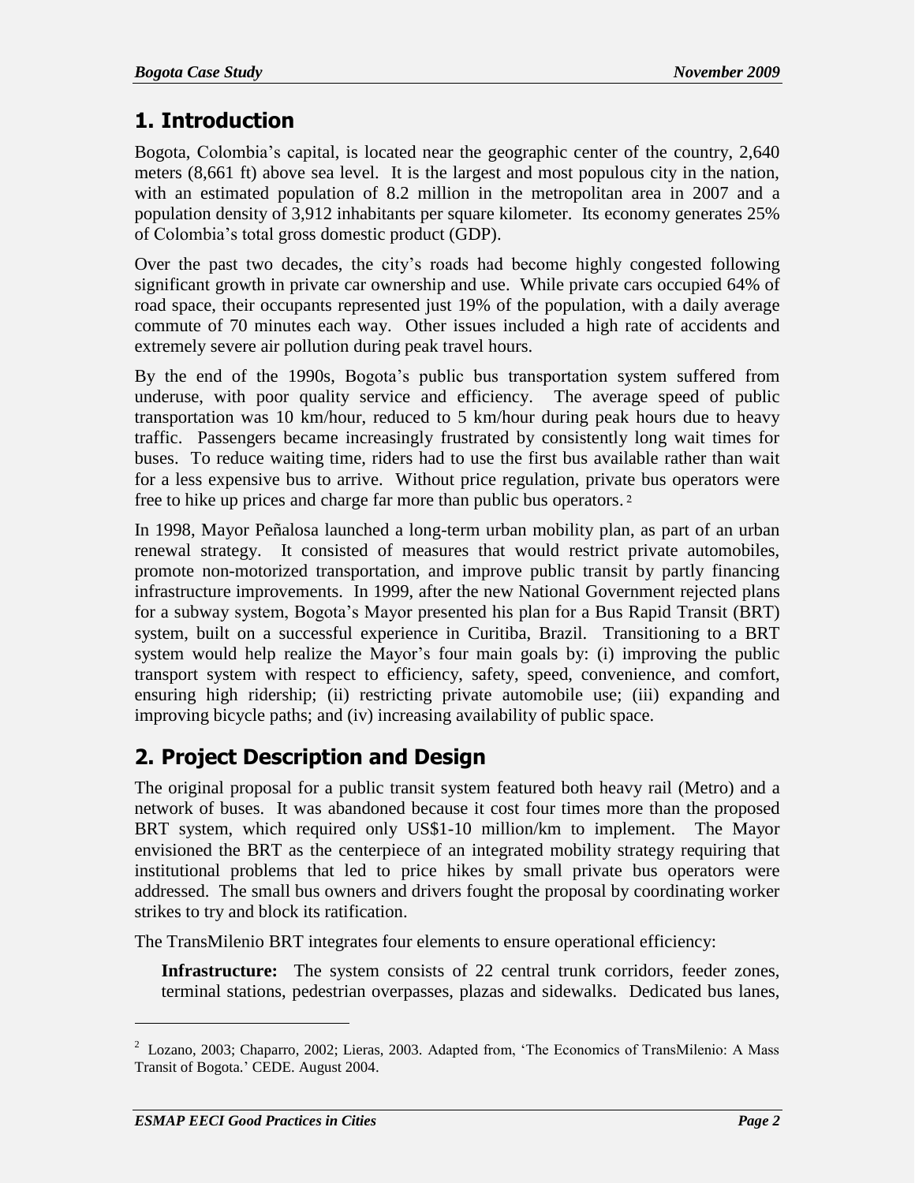# 1. Introduction

Bogota, Colombia's capital, is located near the geographic center of the country, 2,640 meters (8,661 ft) above sea level. It is the largest and most populous city in the nation, with an estimated population of 8.2 million in the metropolitan area in 2007 and a population density of 3,912 inhabitants per square kilometer. Its economy generates 25% of Colombia's total gross domestic product (GDP).

Over the past two decades, the city's roads had become highly congested following significant growth in private car ownership and use. While private cars occupied 64% of road space, their occupants represented just 19% of the population, with a daily average commute of 70 minutes each way. Other issues included a high rate of accidents and extremely severe air pollution during peak travel hours.

By the end of the 1990s, Bogota's public bus transportation system suffered from underuse, with poor quality service and efficiency. The average speed of public transportation was 10 km/hour, reduced to 5 km/hour during peak hours due to heavy traffic. Passengers became increasingly frustrated by consistently long wait times for buses. To reduce waiting time, riders had to use the first bus available rather than wait for a less expensive bus to arrive. Without price regulation, private bus operators were free to hike up prices and charge far more than public bus operators.[2]

In 1998, Mayor Peñalosa launched a long-term urban mobility plan, as part of an urban renewal strategy. It consisted of measures that would restrict private automobiles, promote non-motorized transportation, and improve public transit by partly financing infrastructure improvements. In 1999, after the new National Government rejected plans for a subway system, Bogota's Mayor presented his plan for a Bus Rapid Transit (BRT) system, built on a successful experience in Curitiba, Brazil. Transitioning to a BRT system would help realize the Mayor's four main goals by: (i) improving the public transport system with respect to efficiency, safety, speed, convenience, and comfort, ensuring high ridership; (ii) restricting private automobile use; (iii) expanding and improving bicycle paths; and (iv) increasing availability of public space.

# 2. Project Description and Design

The original proposal for a public transit system featured both heavy rail (Metro) and a network of buses. It was abandoned because it cost four times more than the proposed BRT system, which required only US$1-10 million/km to implement. The Mayor envisioned the BRT as the centerpiece of an integrated mobility strategy requiring that institutional problems that led to price hikes by small private bus operators were addressed. The small bus owners and drivers fought the proposal by coordinating worker strikes to try and block its ratification.

The TransMilenio BRT integrates four elements to ensure operational efficiency:

**Infrastructure:** The system consists of 22 central trunk corridors, feeder zones, terminal stations, pedestrian overpasses, plazas and sidewalks. Dedicated bus lanes,

[2] Lozano, 2003; Chaparro, 2002; Lieras, 2003. Adapted from, 'The Economics of TransMilenio: A Mass Transit of Bogota.' CEDE. August 2004.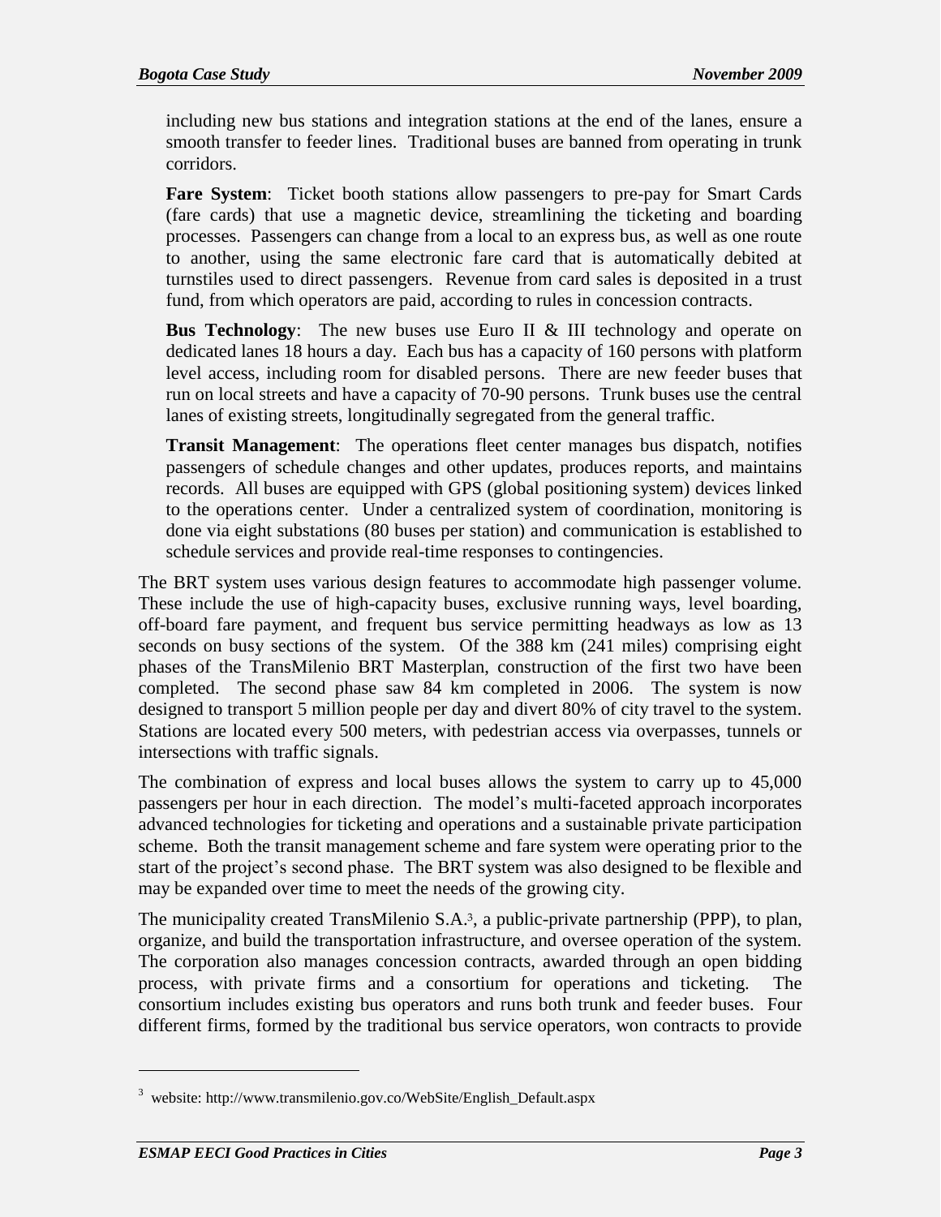including new bus stations and integration stations at the end of the lanes, ensure a smooth transfer to feeder lines. Traditional buses are banned from operating in trunk corridors.

**Fare System**: Ticket booth stations allow passengers to pre-pay for Smart Cards (fare cards) that use a magnetic device, streamlining the ticketing and boarding processes. Passengers can change from a local to an express bus, as well as one route to another, using the same electronic fare card that is automatically debited at turnstiles used to direct passengers. Revenue from card sales is deposited in a trust fund, from which operators are paid, according to rules in concession contracts.

**Bus Technology**: The new buses use Euro II & III technology and operate on dedicated lanes 18 hours a day. Each bus has a capacity of 160 persons with platform level access, including room for disabled persons. There are new feeder buses that run on local streets and have a capacity of 70-90 persons. Trunk buses use the central lanes of existing streets, longitudinally segregated from the general traffic.

**Transit Management**: The operations fleet center manages bus dispatch, notifies passengers of schedule changes and other updates, produces reports, and maintains records. All buses are equipped with GPS (global positioning system) devices linked to the operations center. Under a centralized system of coordination, monitoring is done via eight substations (80 buses per station) and communication is established to schedule services and provide real-time responses to contingencies.

The BRT system uses various design features to accommodate high passenger volume. These include the use of high-capacity buses, exclusive running ways, level boarding, off-board fare payment, and frequent bus service permitting headways as low as 13 seconds on busy sections of the system. Of the 388 km (241 miles) comprising eight phases of the TransMilenio BRT Masterplan, construction of the first two have been completed. The second phase saw 84 km completed in 2006. The system is now designed to transport 5 million people per day and divert 80% of city travel to the system. Stations are located every 500 meters, with pedestrian access via overpasses, tunnels or intersections with traffic signals.

The combination of express and local buses allows the system to carry up to 45,000 passengers per hour in each direction. The model's multi-faceted approach incorporates advanced technologies for ticketing and operations and a sustainable private participation scheme. Both the transit management scheme and fare system were operating prior to the start of the project's second phase. The BRT system was also designed to be flexible and may be expanded over time to meet the needs of the growing city.

The municipality created TransMilenio S.A.[3], a public-private partnership (PPP), to plan, organize, and build the transportation infrastructure, and oversee operation of the system. The corporation also manages concession contracts, awarded through an open bidding process, with private firms and a consortium for operations and ticketing. The consortium includes existing bus operators and runs both trunk and feeder buses. Four different firms, formed by the traditional bus service operators, won contracts to provide

[3] website: http://www.transmilenio.gov.co/WebSite/English_Default.aspx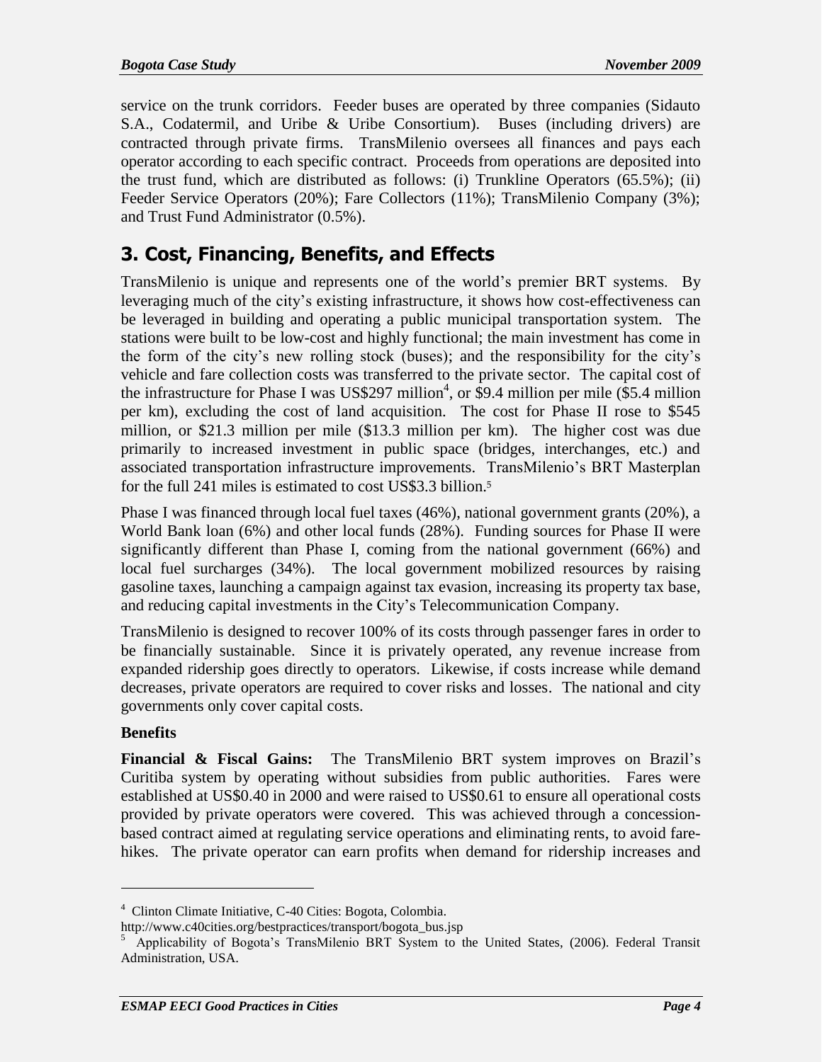service on the trunk corridors. Feeder buses are operated by three companies (Sidauto S.A., Codatermil, and Uribe & Uribe Consortium). Buses (including drivers) are contracted through private firms. TransMilenio oversees all finances and pays each operator according to each specific contract. Proceeds from operations are deposited into the trust fund, which are distributed as follows: (i) Trunkline Operators (65.5%); (ii) Feeder Service Operators (20%); Fare Collectors (11%); TransMilenio Company (3%); and Trust Fund Administrator (0.5%).

## 3. Cost, Financing, Benefits, and Effects

TransMilenio is unique and represents one of the world's premier BRT systems. By leveraging much of the city's existing infrastructure, it shows how cost-effectiveness can be leveraged in building and operating a public municipal transportation system. The stations were built to be low-cost and highly functional; the main investment has come in the form of the city's new rolling stock (buses); and the responsibility for the city's vehicle and fare collection costs was transferred to the private sector. The capital cost of the infrastructure for Phase I was US$297 million[4], or $9.4 million per mile ($5.4 million per km), excluding the cost of land acquisition. The cost for Phase II rose to $545 million, or $21.3 million per mile ($13.3 million per km). The higher cost was due primarily to increased investment in public space (bridges, interchanges, etc.) and associated transportation infrastructure improvements. TransMilenio's BRT Masterplan for the full 241 miles is estimated to cost US$3.3 billion.[5]

Phase I was financed through local fuel taxes (46%), national government grants (20%), a World Bank loan (6%) and other local funds (28%). Funding sources for Phase II were significantly different than Phase I, coming from the national government (66%) and local fuel surcharges (34%). The local government mobilized resources by raising gasoline taxes, launching a campaign against tax evasion, increasing its property tax base, and reducing capital investments in the City's Telecommunication Company.

TransMilenio is designed to recover 100% of its costs through passenger fares in order to be financially sustainable. Since it is privately operated, any revenue increase from expanded ridership goes directly to operators. Likewise, if costs increase while demand decreases, private operators are required to cover risks and losses. The national and city governments only cover capital costs.

**Benefits**

**Financial & Fiscal Gains:** The TransMilenio BRT system improves on Brazil's Curitiba system by operating without subsidies from public authorities. Fares were established at US$0.40 in 2000 and were raised to US$0.61 to ensure all operational costs provided by private operators were covered. This was achieved through a concession-based contract aimed at regulating service operations and eliminating rents, to avoid fare-hikes. The private operator can earn profits when demand for ridership increases and

---

[4] Clinton Climate Initiative, C-40 Cities: Bogota, Colombia. http://www.c40cities.org/bestpractices/transport/bogota_bus.jsp

[5] Applicability of Bogota's TransMilenio BRT System to the United States, (2006). Federal Transit Administration, USA.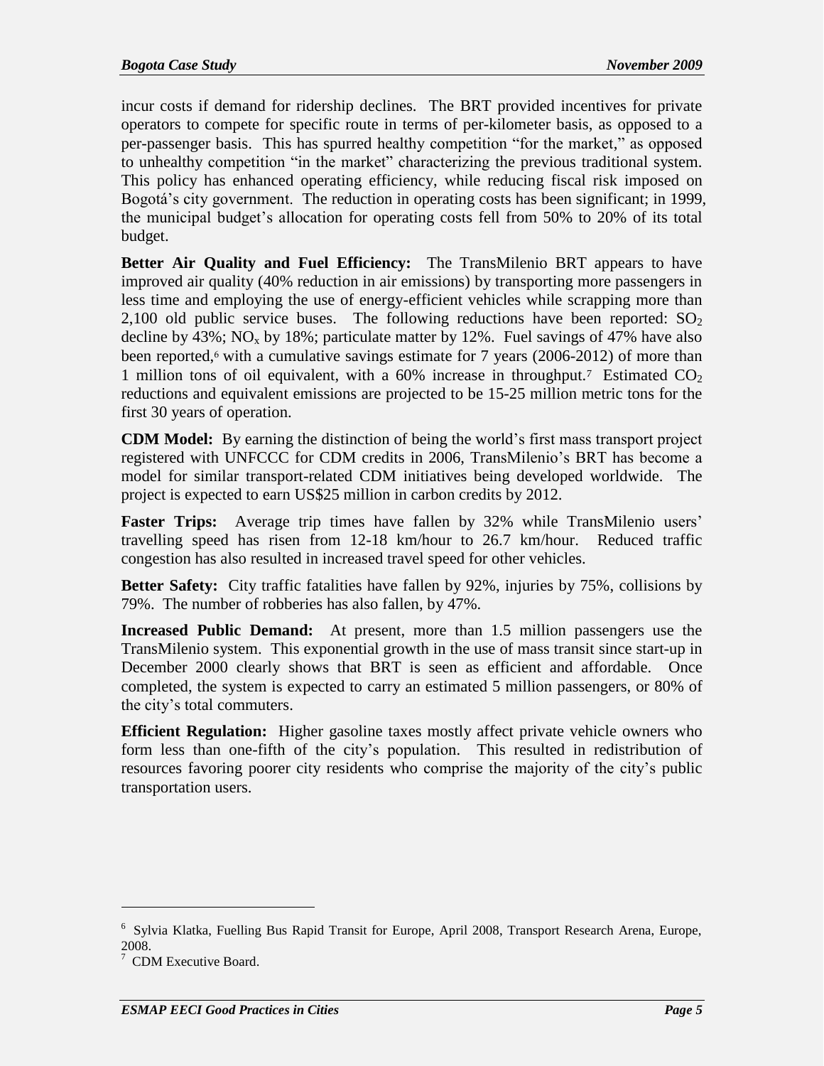incur costs if demand for ridership declines. The BRT provided incentives for private operators to compete for specific route in terms of per-kilometer basis, as opposed to a per-passenger basis. This has spurred healthy competition "for the market," as opposed to unhealthy competition "in the market" characterizing the previous traditional system. This policy has enhanced operating efficiency, while reducing fiscal risk imposed on Bogotá's city government. The reduction in operating costs has been significant; in 1999, the municipal budget's allocation for operating costs fell from 50% to 20% of its total budget.

**Better Air Quality and Fuel Efficiency:** The TransMilenio BRT appears to have improved air quality (40% reduction in air emissions) by transporting more passengers in less time and employing the use of energy-efficient vehicles while scrapping more than 2,100 old public service buses. The following reductions have been reported: $SO_2$ decline by 43%; $NO_x$ by 18%; particulate matter by 12%. Fuel savings of 47% have also been reported,[6] with a cumulative savings estimate for 7 years (2006-2012) of more than 1 million tons of oil equivalent, with a 60% increase in throughput.[7] Estimated $CO_2$ reductions and equivalent emissions are projected to be 15-25 million metric tons for the first 30 years of operation.

**CDM Model:** By earning the distinction of being the world's first mass transport project registered with UNFCCC for CDM credits in 2006, TransMilenio's BRT has become a model for similar transport-related CDM initiatives being developed worldwide. The project is expected to earn US$25 million in carbon credits by 2012.

**Faster Trips:** Average trip times have fallen by 32% while TransMilenio users' travelling speed has risen from 12-18 km/hour to 26.7 km/hour. Reduced traffic congestion has also resulted in increased travel speed for other vehicles.

**Better Safety:** City traffic fatalities have fallen by 92%, injuries by 75%, collisions by 79%. The number of robberies has also fallen, by 47%.

**Increased Public Demand:** At present, more than 1.5 million passengers use the TransMilenio system. This exponential growth in the use of mass transit since start-up in December 2000 clearly shows that BRT is seen as efficient and affordable. Once completed, the system is expected to carry an estimated 5 million passengers, or 80% of the city's total commuters.

**Efficient Regulation:** Higher gasoline taxes mostly affect private vehicle owners who form less than one-fifth of the city's population. This resulted in redistribution of resources favoring poorer city residents who comprise the majority of the city's public transportation users.

---

[6] Sylvia Klatka, Fuelling Bus Rapid Transit for Europe, April 2008, Transport Research Arena, Europe, 2008.

[7] CDM Executive Board.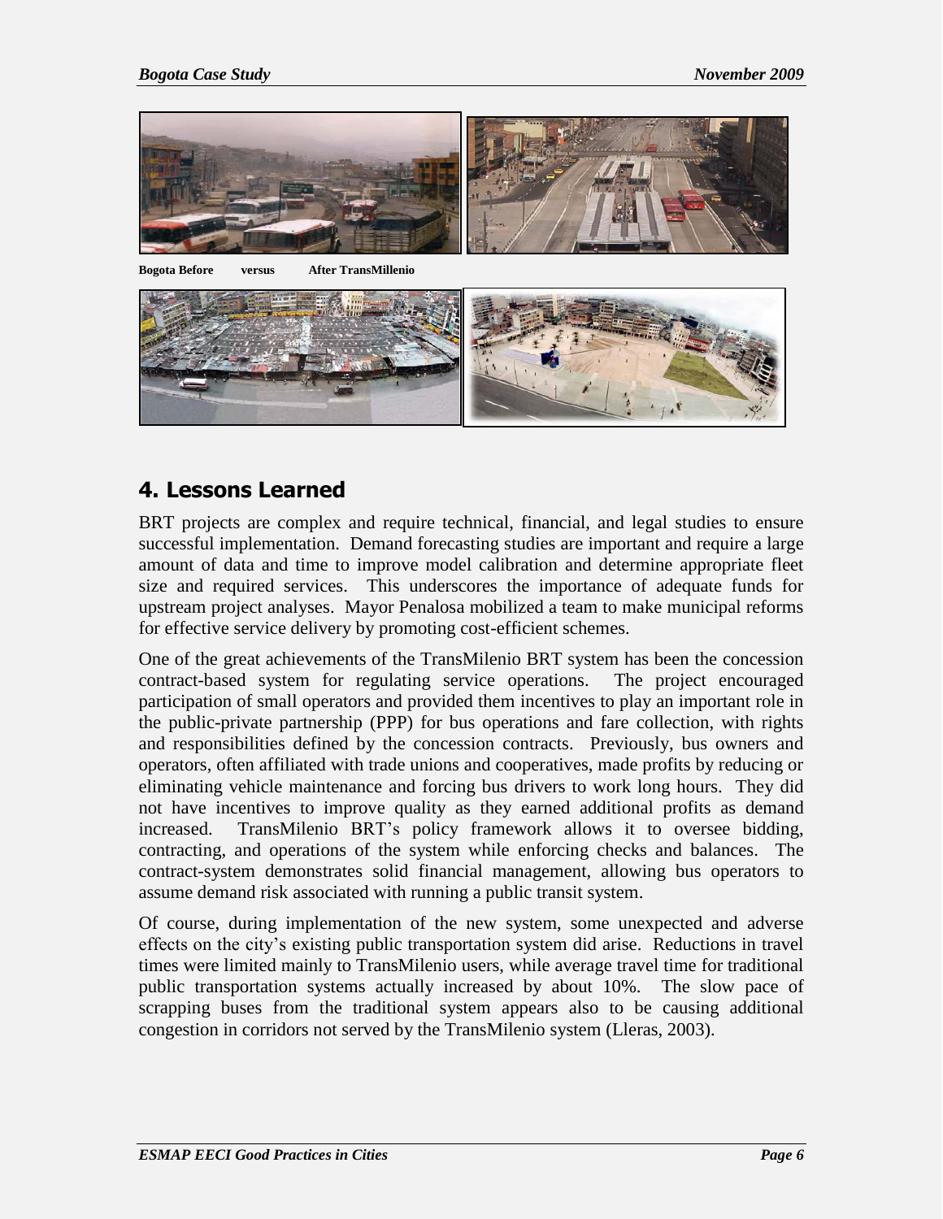Bogota Before versus After TransMillenio

## 4. Lessons Learned

BRT projects are complex and require technical, financial, and legal studies to ensure successful implementation. Demand forecasting studies are important and require a large amount of data and time to improve model calibration and determine appropriate fleet size and required services. This underscores the importance of adequate funds for upstream project analyses. Mayor Penalosa mobilized a team to make municipal reforms for effective service delivery by promoting cost-efficient schemes.

One of the great achievements of the TransMilenio BRT system has been the concession contract-based system for regulating service operations. The project encouraged participation of small operators and provided them incentives to play an important role in the public-private partnership (PPP) for bus operations and fare collection, with rights and responsibilities defined by the concession contracts. Previously, bus owners and operators, often affiliated with trade unions and cooperatives, made profits by reducing or eliminating vehicle maintenance and forcing bus drivers to work long hours. They did not have incentives to improve quality as they earned additional profits as demand increased. TransMilenio BRT's policy framework allows it to oversee bidding, contracting, and operations of the system while enforcing checks and balances. The contract-system demonstrates solid financial management, allowing bus operators to assume demand risk associated with running a public transit system.

Of course, during implementation of the new system, some unexpected and adverse effects on the city's existing public transportation system did arise. Reductions in travel times were limited mainly to TransMilenio users, while average travel time for traditional public transportation systems actually increased by about 10%. The slow pace of scrapping buses from the traditional system appears also to be causing additional congestion in corridors not served by the TransMilenio system (Lleras, 2003).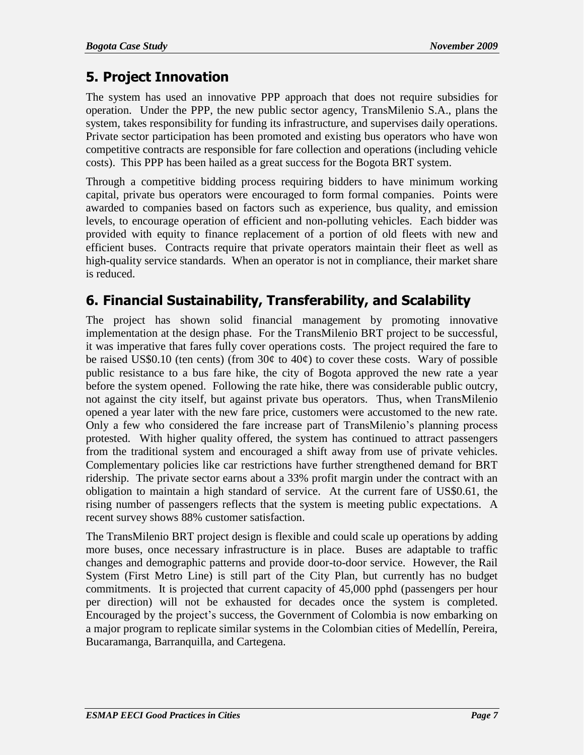## 5. Project Innovation

The system has used an innovative PPP approach that does not require subsidies for operation. Under the PPP, the new public sector agency, TransMilenio S.A., plans the system, takes responsibility for funding its infrastructure, and supervises daily operations. Private sector participation has been promoted and existing bus operators who have won competitive contracts are responsible for fare collection and operations (including vehicle costs). This PPP has been hailed as a great success for the Bogota BRT system.

Through a competitive bidding process requiring bidders to have minimum working capital, private bus operators were encouraged to form formal companies. Points were awarded to companies based on factors such as experience, bus quality, and emission levels, to encourage operation of efficient and non-polluting vehicles. Each bidder was provided with equity to finance replacement of a portion of old fleets with new and efficient buses. Contracts require that private operators maintain their fleet as well as high-quality service standards. When an operator is not in compliance, their market share is reduced.

## 6. Financial Sustainability, Transferability, and Scalability

The project has shown solid financial management by promoting innovative implementation at the design phase. For the TransMilenio BRT project to be successful, it was imperative that fares fully cover operations costs. The project required the fare to be raised US$0.10 (ten cents) (from 30¢ to 40¢) to cover these costs. Wary of possible public resistance to a bus fare hike, the city of Bogota approved the new rate a year before the system opened. Following the rate hike, there was considerable public outcry, not against the city itself, but against private bus operators. Thus, when TransMilenio opened a year later with the new fare price, customers were accustomed to the new rate. Only a few who considered the fare increase part of TransMilenio's planning process protested. With higher quality offered, the system has continued to attract passengers from the traditional system and encouraged a shift away from use of private vehicles. Complementary policies like car restrictions have further strengthened demand for BRT ridership. The private sector earns about a 33% profit margin under the contract with an obligation to maintain a high standard of service. At the current fare of US$0.61, the rising number of passengers reflects that the system is meeting public expectations. A recent survey shows 88% customer satisfaction.

The TransMilenio BRT project design is flexible and could scale up operations by adding more buses, once necessary infrastructure is in place. Buses are adaptable to traffic changes and demographic patterns and provide door-to-door service. However, the Rail System (First Metro Line) is still part of the City Plan, but currently has no budget commitments. It is projected that current capacity of 45,000 pphd (passengers per hour per direction) will not be exhausted for decades once the system is completed. Encouraged by the project's success, the Government of Colombia is now embarking on a major program to replicate similar systems in the Colombian cities of Medellín, Pereira, Bucaramanga, Barranquilla, and Cartegena.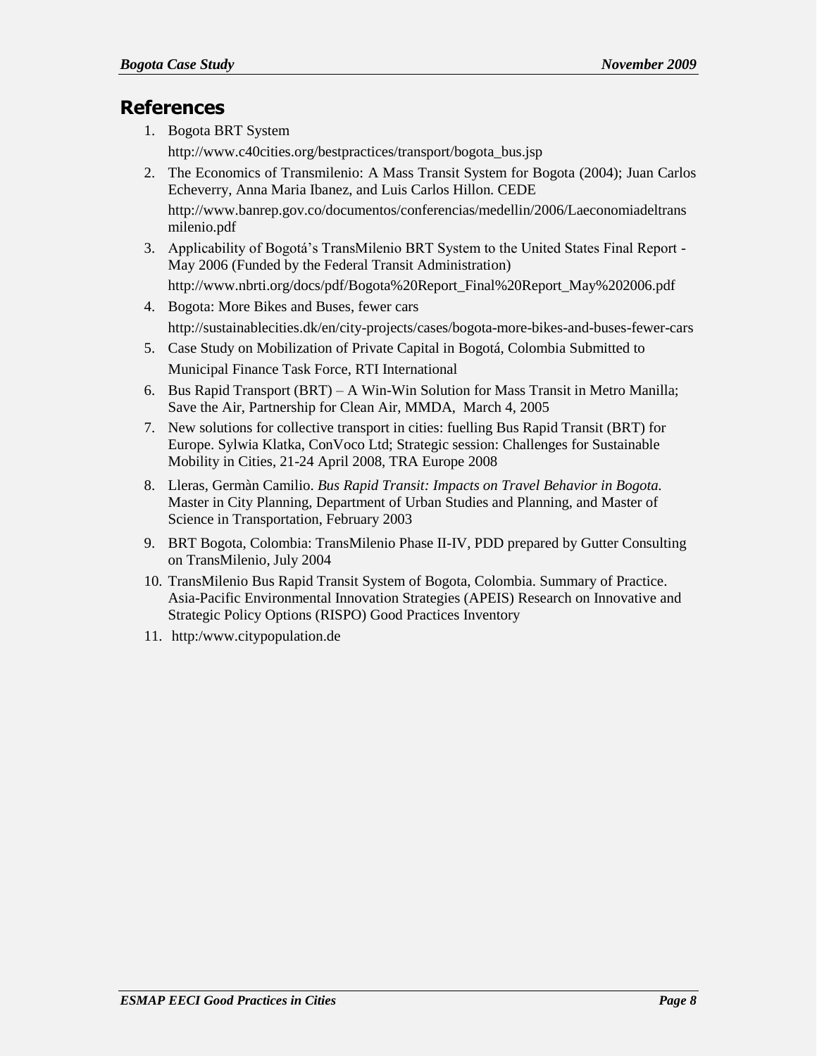## References

1. Bogota BRT System

   http://www.c40cities.org/bestpractices/transport/bogota_bus.jsp

2. The Economics of Transmilenio: A Mass Transit System for Bogota (2004); Juan Carlos Echeverry, Anna Maria Ibanez, and Luis Carlos Hillon. CEDE

   http://www.banrep.gov.co/documentos/conferencias/medellin/2006/Laeconomiadeltransmilenio.pdf

3. Applicability of Bogotá's TransMilenio BRT System to the United States Final Report - May 2006 (Funded by the Federal Transit Administration)

   http://www.nbrti.org/docs/pdf/Bogota%20Report_Final%20Report_May%202006.pdf

4. Bogota: More Bikes and Buses, fewer cars

   http://sustainablecities.dk/en/city-projects/cases/bogota-more-bikes-and-buses-fewer-cars

5. Case Study on Mobilization of Private Capital in Bogotá, Colombia Submitted to Municipal Finance Task Force, RTI International

6. Bus Rapid Transport (BRT) – A Win-Win Solution for Mass Transit in Metro Manilla; Save the Air, Partnership for Clean Air, MMDA, March 4, 2005

7. New solutions for collective transport in cities: fuelling Bus Rapid Transit (BRT) for Europe. Sylwia Klatka, ConVoco Ltd; Strategic session: Challenges for Sustainable Mobility in Cities, 21-24 April 2008, TRA Europe 2008

8. Lleras, Germàn Camilio. *Bus Rapid Transit: Impacts on Travel Behavior in Bogota.* Master in City Planning, Department of Urban Studies and Planning, and Master of Science in Transportation, February 2003

9. BRT Bogota, Colombia: TransMilenio Phase II-IV, PDD prepared by Gutter Consulting on TransMilenio, July 2004

10. TransMilenio Bus Rapid Transit System of Bogota, Colombia. Summary of Practice. Asia-Pacific Environmental Innovation Strategies (APEIS) Research on Innovative and Strategic Policy Options (RISPO) Good Practices Inventory

11. http:/www.citypopulation.de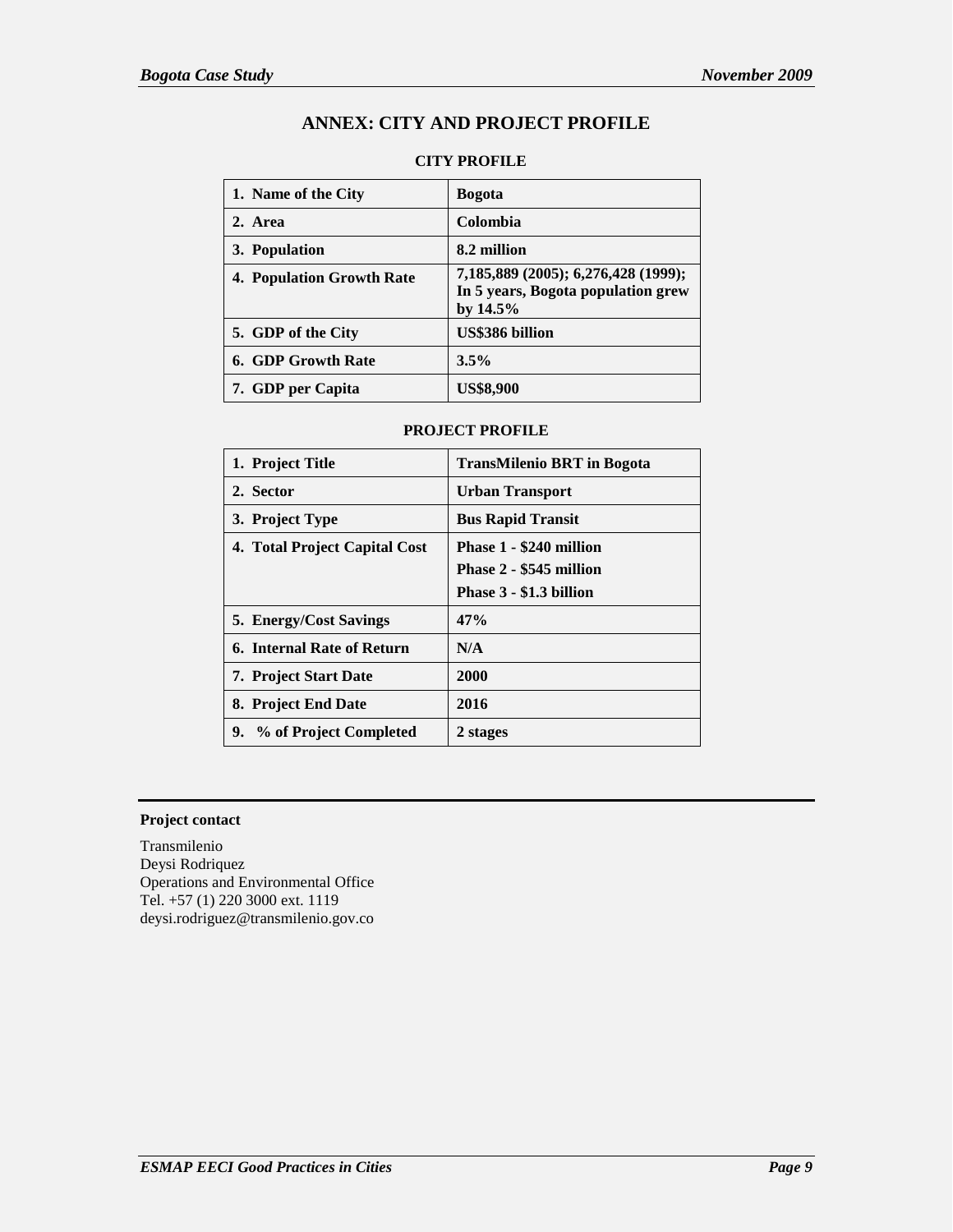## ANNEX: CITY AND PROJECT PROFILE

### CITY PROFILE

| | |
|---|---|
| **1. Name of the City** | **Bogota** |
| **2. Area** | **Colombia** |
| **3. Population** | **8.2 million** |
| **4. Population Growth Rate** | **7,185,889 (2005); 6,276,428 (1999); In 5 years, Bogota population grew by 14.5%** |
| **5. GDP of the City** | **US$386 billion** |
| **6. GDP Growth Rate** | **3.5%** |
| **7. GDP per Capita** | **US$8,900** |

### PROJECT PROFILE

| | |
|---|---|
| **1. Project Title** | **TransMilenio BRT in Bogota** |
| **2. Sector** | **Urban Transport** |
| **3. Project Type** | **Bus Rapid Transit** |
| **4. Total Project Capital Cost** | **Phase 1 - $240 million**<br>**Phase 2 - $545 million**<br>**Phase 3 - $1.3 billion** |
| **5. Energy/Cost Savings** | **47%** |
| **6. Internal Rate of Return** | **N/A** |
| **7. Project Start Date** | **2000** |
| **8. Project End Date** | **2016** |
| **9. % of Project Completed** | **2 stages** |

---

**Project contact**

Transmilenio
Deysi Rodriquez
Operations and Environmental Office
Tel. +57 (1) 220 3000 ext. 1119
deysi.rodriguez@transmilenio.gov.co